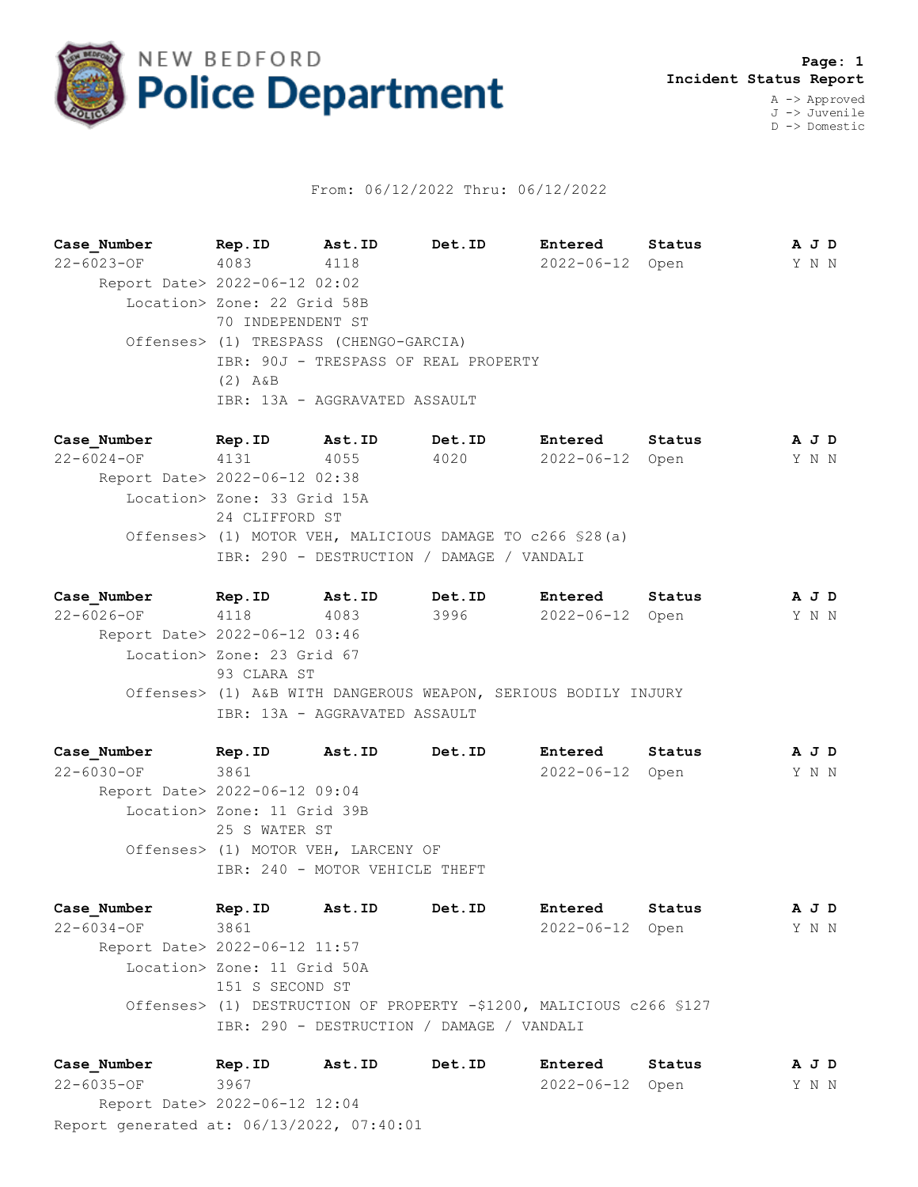**NEW BEDFORD Police Department**

**Page: 1**
**Incident Status Report**

A -> Approved
J -> Juvenile
D -> Domestic

From: 06/12/2022 Thru: 06/12/2022

| Case_Number | Rep.ID | Ast.ID | Det.ID | Entered | Status | A J D |
|---|---|---|---|---|---|---|
| 22-6023-OF | 4083 | 4118 | | 2022-06-12 | Open | Y N N |

Report Date> 2022-06-12 02:02
Location> Zone: 22 Grid 58B
70 INDEPENDENT ST
Offenses> (1) TRESPASS (CHENGO-GARCIA)
IBR: 90J - TRESPASS OF REAL PROPERTY
(2) A&B
IBR: 13A - AGGRAVATED ASSAULT

| Case_Number | Rep.ID | Ast.ID | Det.ID | Entered | Status | A J D |
|---|---|---|---|---|---|---|
| 22-6024-OF | 4131 | 4055 | 4020 | 2022-06-12 | Open | Y N N |

Report Date> 2022-06-12 02:38
Location> Zone: 33 Grid 15A
24 CLIFFORD ST
Offenses> (1) MOTOR VEH, MALICIOUS DAMAGE TO c266 §28(a)
IBR: 290 - DESTRUCTION / DAMAGE / VANDALI

| Case_Number | Rep.ID | Ast.ID | Det.ID | Entered | Status | A J D |
|---|---|---|---|---|---|---|
| 22-6026-OF | 4118 | 4083 | 3996 | 2022-06-12 | Open | Y N N |

Report Date> 2022-06-12 03:46
Location> Zone: 23 Grid 67
93 CLARA ST
Offenses> (1) A&B WITH DANGEROUS WEAPON, SERIOUS BODILY INJURY
IBR: 13A - AGGRAVATED ASSAULT

| Case_Number | Rep.ID | Ast.ID | Det.ID | Entered | Status | A J D |
|---|---|---|---|---|---|---|
| 22-6030-OF | 3861 | | | 2022-06-12 | Open | Y N N |

Report Date> 2022-06-12 09:04
Location> Zone: 11 Grid 39B
25 S WATER ST
Offenses> (1) MOTOR VEH, LARCENY OF
IBR: 240 - MOTOR VEHICLE THEFT

| Case_Number | Rep.ID | Ast.ID | Det.ID | Entered | Status | A J D |
|---|---|---|---|---|---|---|
| 22-6034-OF | 3861 | | | 2022-06-12 | Open | Y N N |

Report Date> 2022-06-12 11:57
Location> Zone: 11 Grid 50A
151 S SECOND ST
Offenses> (1) DESTRUCTION OF PROPERTY -$1200, MALICIOUS c266 §127
IBR: 290 - DESTRUCTION / DAMAGE / VANDALI

| Case_Number | Rep.ID | Ast.ID | Det.ID | Entered | Status | A J D |
|---|---|---|---|---|---|---|
| 22-6035-OF | 3967 | | | 2022-06-12 | Open | Y N N |

Report Date> 2022-06-12 12:04

Report generated at: 06/13/2022, 07:40:01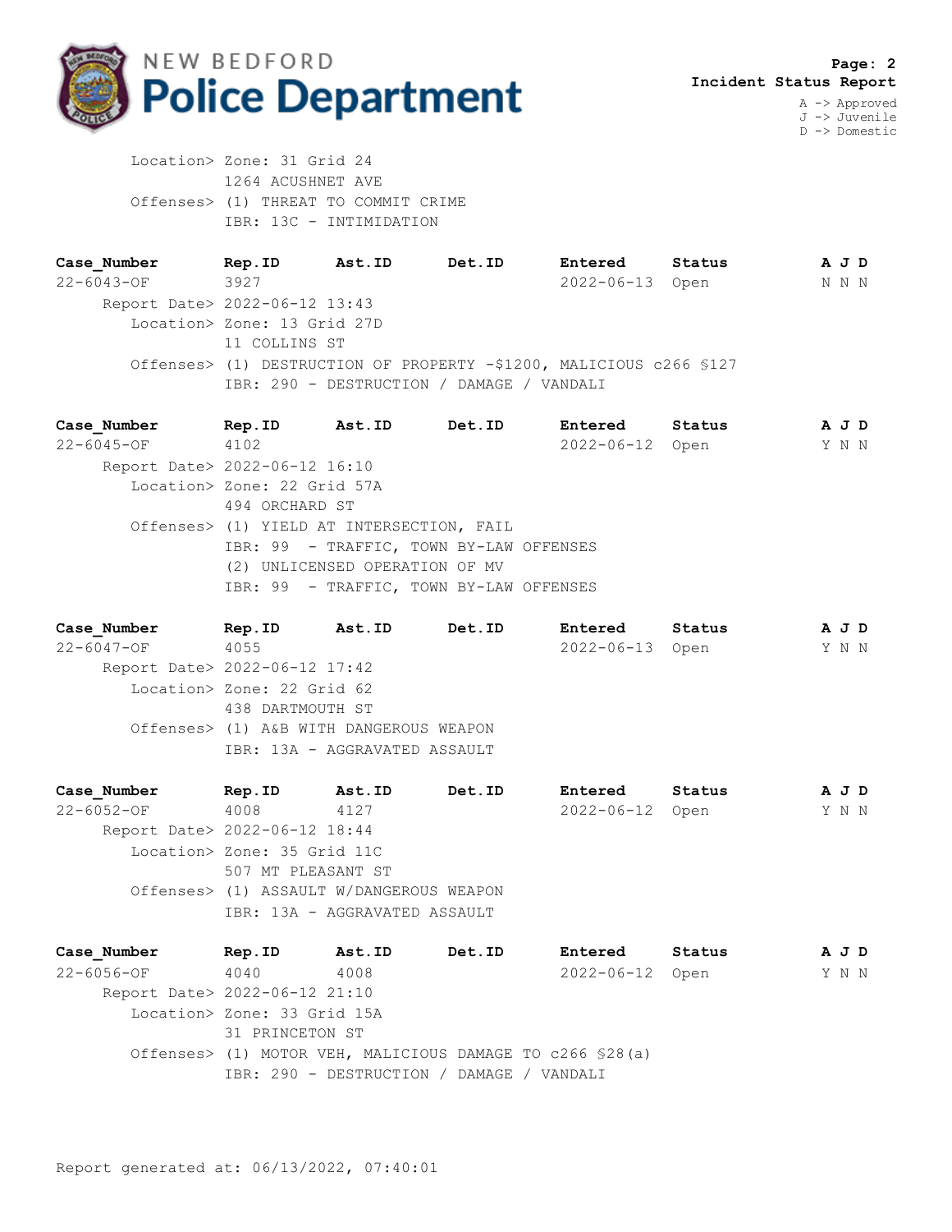**Page: 2**
**Incident Status Report**

A -> Approved
J -> Juvenile
D -> Domestic

Location> Zone: 31 Grid 24
1264 ACUSHNET AVE
Offenses> (1) THREAT TO COMMIT CRIME
IBR: 13C - INTIMIDATION

| Case_Number | Rep.ID | Ast.ID | Det.ID | Entered | Status | A J D |
|---|---|---|---|---|---|---|
| 22-6043-OF | 3927 | | | 2022-06-13 | Open | N N N |

Report Date> 2022-06-12 13:43
Location> Zone: 13 Grid 27D
11 COLLINS ST
Offenses> (1) DESTRUCTION OF PROPERTY -$1200, MALICIOUS c266 §127
IBR: 290 - DESTRUCTION / DAMAGE / VANDALI

| Case_Number | Rep.ID | Ast.ID | Det.ID | Entered | Status | A J D |
|---|---|---|---|---|---|---|
| 22-6045-OF | 4102 | | | 2022-06-12 | Open | Y N N |

Report Date> 2022-06-12 16:10
Location> Zone: 22 Grid 57A
494 ORCHARD ST
Offenses> (1) YIELD AT INTERSECTION, FAIL
IBR: 99 - TRAFFIC, TOWN BY-LAW OFFENSES
(2) UNLICENSED OPERATION OF MV
IBR: 99 - TRAFFIC, TOWN BY-LAW OFFENSES

| Case_Number | Rep.ID | Ast.ID | Det.ID | Entered | Status | A J D |
|---|---|---|---|---|---|---|
| 22-6047-OF | 4055 | | | 2022-06-13 | Open | Y N N |

Report Date> 2022-06-12 17:42
Location> Zone: 22 Grid 62
438 DARTMOUTH ST
Offenses> (1) A&B WITH DANGEROUS WEAPON
IBR: 13A - AGGRAVATED ASSAULT

| Case_Number | Rep.ID | Ast.ID | Det.ID | Entered | Status | A J D |
|---|---|---|---|---|---|---|
| 22-6052-OF | 4008 | 4127 | | 2022-06-12 | Open | Y N N |

Report Date> 2022-06-12 18:44
Location> Zone: 35 Grid 11C
507 MT PLEASANT ST
Offenses> (1) ASSAULT W/DANGEROUS WEAPON
IBR: 13A - AGGRAVATED ASSAULT

| Case_Number | Rep.ID | Ast.ID | Det.ID | Entered | Status | A J D |
|---|---|---|---|---|---|---|
| 22-6056-OF | 4040 | 4008 | | 2022-06-12 | Open | Y N N |

Report Date> 2022-06-12 21:10
Location> Zone: 33 Grid 15A
31 PRINCETON ST
Offenses> (1) MOTOR VEH, MALICIOUS DAMAGE TO c266 §28(a)
IBR: 290 - DESTRUCTION / DAMAGE / VANDALI

Report generated at: 06/13/2022, 07:40:01